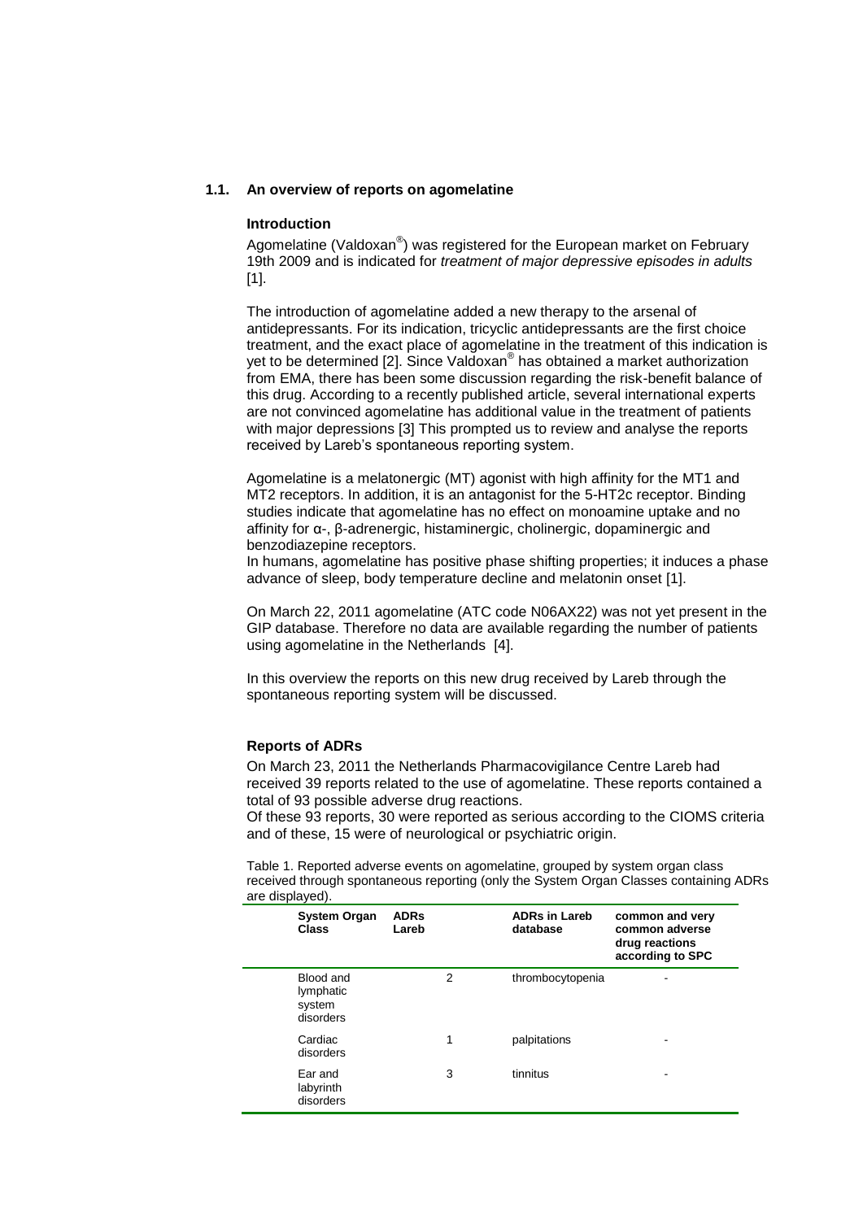## 1.1. An overview of reports on agomelatine

### Introduction

Agomelatine (Valdoxan®) was registered for the European market on February 19th 2009 and is indicated for *treatment of major depressive episodes in adults* [1].

The introduction of agomelatine added a new therapy to the arsenal of antidepressants. For its indication, tricyclic antidepressants are the first choice treatment, and the exact place of agomelatine in the treatment of this indication is yet to be determined [2]. Since Valdoxan® has obtained a market authorization from EMA, there has been some discussion regarding the risk-benefit balance of this drug. According to a recently published article, several international experts are not convinced agomelatine has additional value in the treatment of patients with major depressions [3] This prompted us to review and analyse the reports received by Lareb's spontaneous reporting system.

Agomelatine is a melatonergic (MT) agonist with high affinity for the MT1 and MT2 receptors. In addition, it is an antagonist for the 5-HT2c receptor. Binding studies indicate that agomelatine has no effect on monoamine uptake and no affinity for α-, β-adrenergic, histaminergic, cholinergic, dopaminergic and benzodiazepine receptors.
In humans, agomelatine has positive phase shifting properties; it induces a phase advance of sleep, body temperature decline and melatonin onset [1].

On March 22, 2011 agomelatine (ATC code N06AX22) was not yet present in the GIP database. Therefore no data are available regarding the number of patients using agomelatine in the Netherlands [4].

In this overview the reports on this new drug received by Lareb through the spontaneous reporting system will be discussed.

### Reports of ADRs

On March 23, 2011 the Netherlands Pharmacovigilance Centre Lareb had received 39 reports related to the use of agomelatine. These reports contained a total of 93 possible adverse drug reactions.
Of these 93 reports, 30 were reported as serious according to the CIOMS criteria and of these, 15 were of neurological or psychiatric origin.

Table 1. Reported adverse events on agomelatine, grouped by system organ class received through spontaneous reporting (only the System Organ Classes containing ADRs are displayed).

| System Organ Class | ADRs Lareb | ADRs in Lareb database | common and very common adverse drug reactions according to SPC |
|---|---|---|---|
| Blood and lymphatic system disorders | 2 | thrombocytopenia | - |
| Cardiac disorders | 1 | palpitations | - |
| Ear and labyrinth disorders | 3 | tinnitus | - |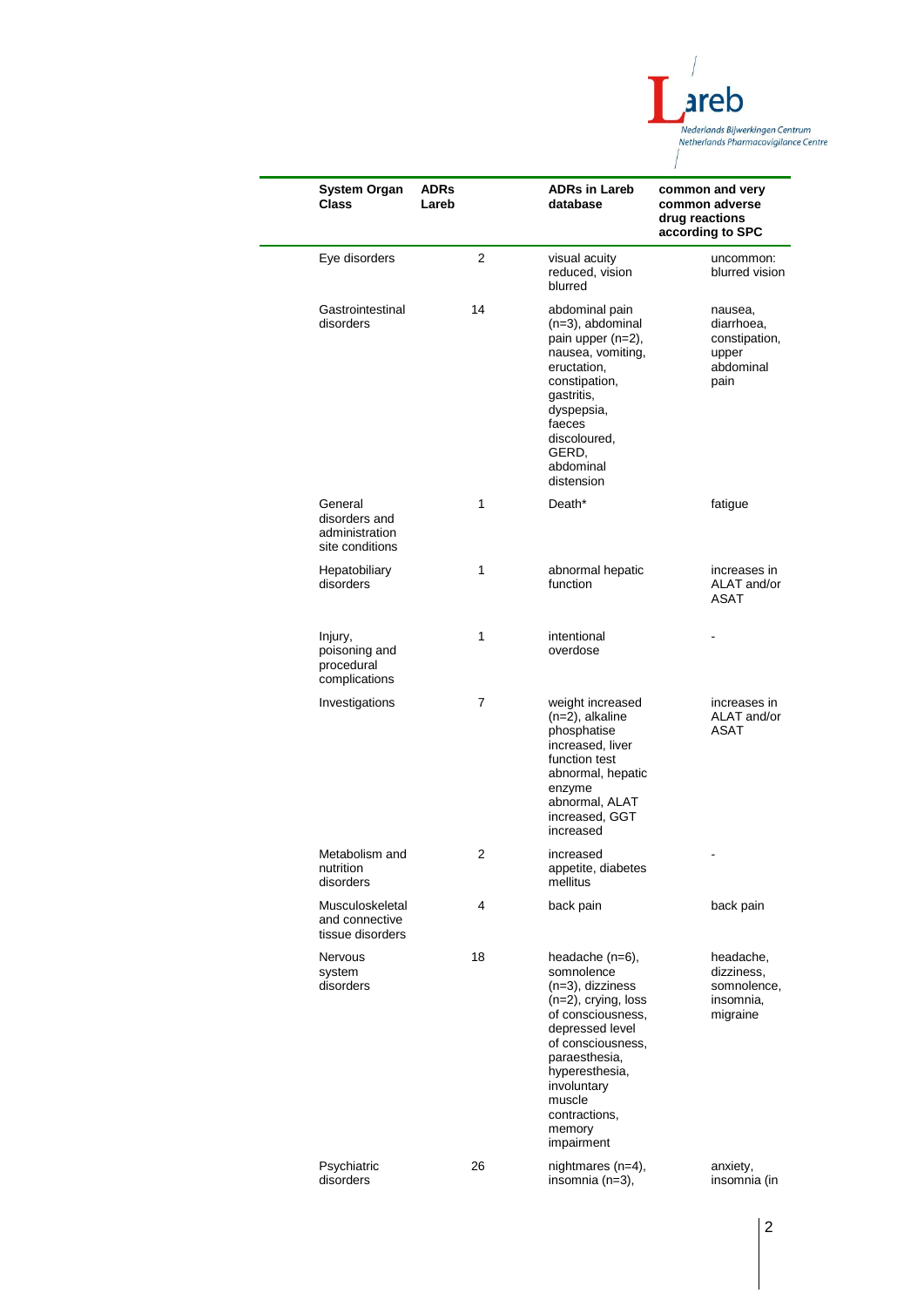| System Organ Class | ADRs Lareb | ADRs in Lareb database | common and very common adverse drug reactions according to SPC |
|---|---|---|---|
| Eye disorders | 2 | visual acuity reduced, vision blurred | uncommon: blurred vision |
| Gastrointestinal disorders | 14 | abdominal pain (n=3), abdominal pain upper (n=2), nausea, vomiting, eructation, constipation, gastritis, dyspepsia, faeces discoloured, GERD, abdominal distension | nausea, diarrhoea, constipation, upper abdominal pain |
| General disorders and administration site conditions | 1 | Death* | fatigue |
| Hepatobiliary disorders | 1 | abnormal hepatic function | increases in ALAT and/or ASAT |
| Injury, poisoning and procedural complications | 1 | intentional overdose | - |
| Investigations | 7 | weight increased (n=2), alkaline phosphatise increased, liver function test abnormal, hepatic enzyme abnormal, ALAT increased, GGT increased | increases in ALAT and/or ASAT |
| Metabolism and nutrition disorders | 2 | increased appetite, diabetes mellitus | - |
| Musculoskeletal and connective tissue disorders | 4 | back pain | back pain |
| Nervous system disorders | 18 | headache (n=6), somnolence (n=3), dizziness (n=2), crying, loss of consciousness, depressed level of consciousness, paraesthesia, hyperesthesia, involuntary muscle contractions, memory impairment | headache, dizziness, somnolence, insomnia, migraine |
| Psychiatric disorders | 26 | nightmares (n=4), insomnia (n=3), | anxiety, insomnia (in |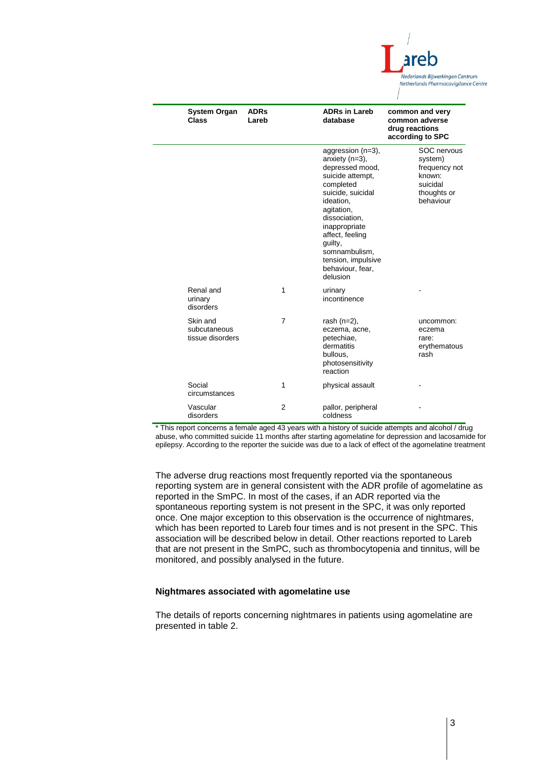| System Organ Class | ADRs Lareb | ADRs in Lareb database | common and very common adverse drug reactions according to SPC |
|---|---|---|---|
| | | aggression (n=3), anxiety (n=3), depressed mood, suicide attempt, completed suicide, suicidal ideation, agitation, dissociation, inappropriate affect, feeling guilty, somnambulism, tension, impulsive behaviour, fear, delusion | SOC nervous system) frequency not known: suicidal thoughts or behaviour |
| Renal and urinary disorders | 1 | urinary incontinence | - |
| Skin and subcutaneous tissue disorders | 7 | rash (n=2), eczema, acne, petechiae, dermatitis bullous, photosensitivity reaction | uncommon: eczema rare: erythematous rash |
| Social circumstances | 1 | physical assault | - |
| Vascular disorders | 2 | pallor, peripheral coldness | - |

* This report concerns a female aged 43 years with a history of suicide attempts and alcohol / drug abuse, who committed suicide 11 months after starting agomelatine for depression and lacosamide for epilepsy. According to the reporter the suicide was due to a lack of effect of the agomelatine treatment

The adverse drug reactions most frequently reported via the spontaneous reporting system are in general consistent with the ADR profile of agomelatine as reported in the SmPC. In most of the cases, if an ADR reported via the spontaneous reporting system is not present in the SPC, it was only reported once. One major exception to this observation is the occurrence of nightmares, which has been reported to Lareb four times and is not present in the SPC. This association will be described below in detail. Other reactions reported to Lareb that are not present in the SmPC, such as thrombocytopenia and tinnitus, will be monitored, and possibly analysed in the future.

**Nightmares associated with agomelatine use**

The details of reports concerning nightmares in patients using agomelatine are presented in table 2.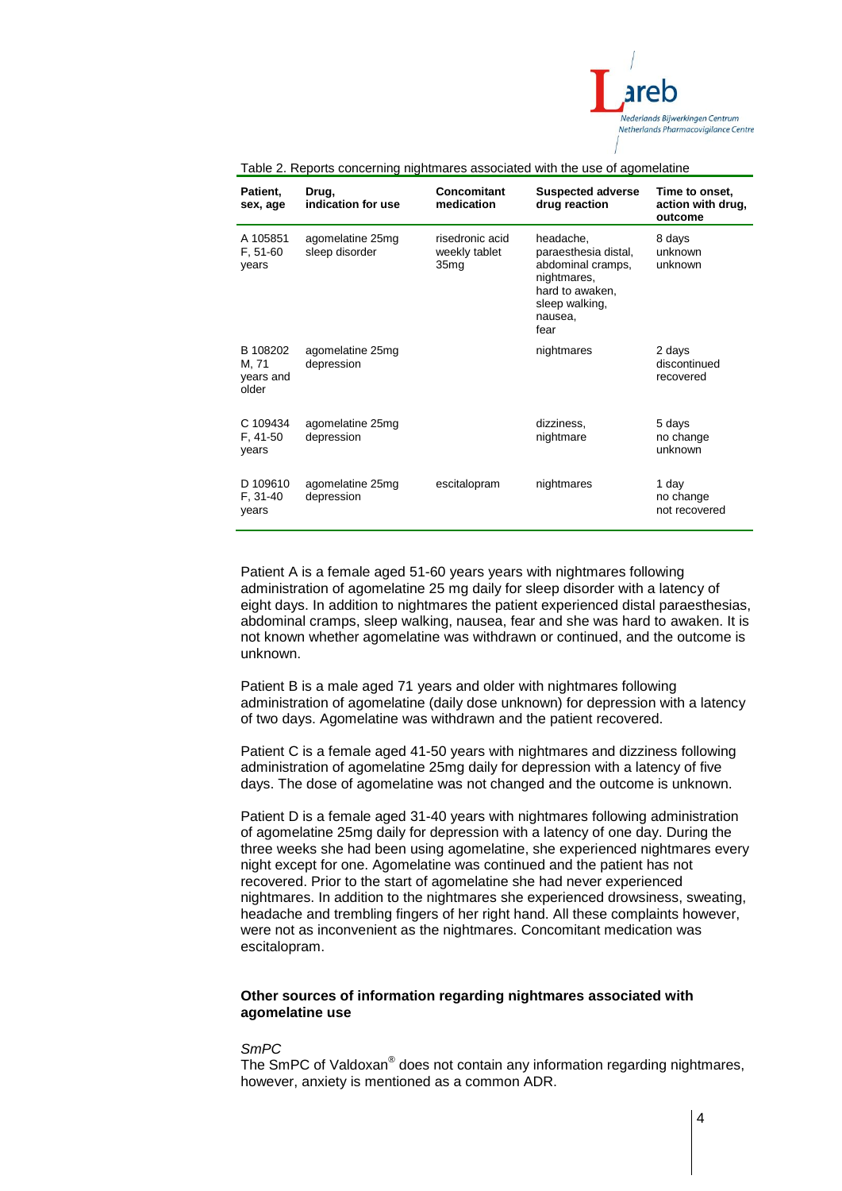Table 2. Reports concerning nightmares associated with the use of agomelatine

| Patient, sex, age | Drug, indication for use | Concomitant medication | Suspected adverse drug reaction | Time to onset, action with drug, outcome |
|---|---|---|---|---|
| A 105851 F, 51-60 years | agomelatine 25mg sleep disorder | risedronic acid weekly tablet 35mg | headache, paraesthesia distal, abdominal cramps, nightmares, hard to awaken, sleep walking, nausea, fear | 8 days unknown unknown |
| B 108202 M, 71 years and older | agomelatine 25mg depression | | nightmares | 2 days discontinued recovered |
| C 109434 F, 41-50 years | agomelatine 25mg depression | | dizziness, nightmare | 5 days no change unknown |
| D 109610 F, 31-40 years | agomelatine 25mg depression | escitalopram | nightmares | 1 day no change not recovered |

Patient A is a female aged 51-60 years years with nightmares following administration of agomelatine 25 mg daily for sleep disorder with a latency of eight days. In addition to nightmares the patient experienced distal paraesthesias, abdominal cramps, sleep walking, nausea, fear and she was hard to awaken. It is not known whether agomelatine was withdrawn or continued, and the outcome is unknown.

Patient B is a male aged 71 years and older with nightmares following administration of agomelatine (daily dose unknown) for depression with a latency of two days. Agomelatine was withdrawn and the patient recovered.

Patient C is a female aged 41-50 years with nightmares and dizziness following administration of agomelatine 25mg daily for depression with a latency of five days. The dose of agomelatine was not changed and the outcome is unknown.

Patient D is a female aged 31-40 years with nightmares following administration of agomelatine 25mg daily for depression with a latency of one day. During the three weeks she had been using agomelatine, she experienced nightmares every night except for one. Agomelatine was continued and the patient has not recovered. Prior to the start of agomelatine she had never experienced nightmares. In addition to the nightmares she experienced drowsiness, sweating, headache and trembling fingers of her right hand. All these complaints however, were not as inconvenient as the nightmares. Concomitant medication was escitalopram.

**Other sources of information regarding nightmares associated with agomelatine use**

*SmPC*

The SmPC of Valdoxan® does not contain any information regarding nightmares, however, anxiety is mentioned as a common ADR.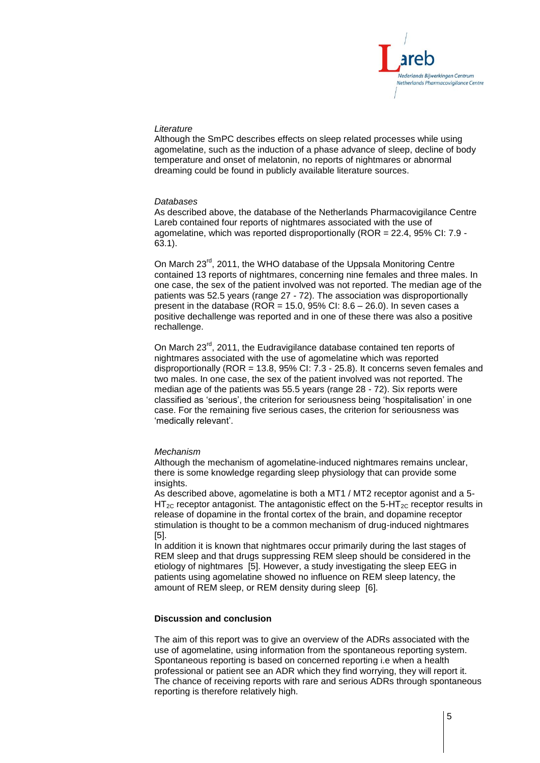*Literature*

Although the SmPC describes effects on sleep related processes while using agomelatine, such as the induction of a phase advance of sleep, decline of body temperature and onset of melatonin, no reports of nightmares or abnormal dreaming could be found in publicly available literature sources.

*Databases*

As described above, the database of the Netherlands Pharmacovigilance Centre Lareb contained four reports of nightmares associated with the use of agomelatine, which was reported disproportionally (ROR = 22.4, 95% CI: 7.9 - 63.1).

On March 23rd, 2011, the WHO database of the Uppsala Monitoring Centre contained 13 reports of nightmares, concerning nine females and three males. In one case, the sex of the patient involved was not reported. The median age of the patients was 52.5 years (range 27 - 72). The association was disproportionally present in the database (ROR = 15.0, 95% CI: 8.6 – 26.0). In seven cases a positive dechallenge was reported and in one of these there was also a positive rechallenge.

On March 23rd, 2011, the Eudravigilance database contained ten reports of nightmares associated with the use of agomelatine which was reported disproportionally (ROR = 13.8, 95% CI: 7.3 - 25.8). It concerns seven females and two males. In one case, the sex of the patient involved was not reported. The median age of the patients was 55.5 years (range 28 - 72). Six reports were classified as 'serious', the criterion for seriousness being 'hospitalisation' in one case. For the remaining five serious cases, the criterion for seriousness was 'medically relevant'.

*Mechanism*

Although the mechanism of agomelatine-induced nightmares remains unclear, there is some knowledge regarding sleep physiology that can provide some insights.

As described above, agomelatine is both a MT1 / MT2 receptor agonist and a 5-$HT_{2C}$ receptor antagonist. The antagonistic effect on the 5-$HT_{2C}$ receptor results in release of dopamine in the frontal cortex of the brain, and dopamine receptor stimulation is thought to be a common mechanism of drug-induced nightmares [5].

In addition it is known that nightmares occur primarily during the last stages of REM sleep and that drugs suppressing REM sleep should be considered in the etiology of nightmares [5]. However, a study investigating the sleep EEG in patients using agomelatine showed no influence on REM sleep latency, the amount of REM sleep, or REM density during sleep [6].

**Discussion and conclusion**

The aim of this report was to give an overview of the ADRs associated with the use of agomelatine, using information from the spontaneous reporting system. Spontaneous reporting is based on concerned reporting i.e when a health professional or patient see an ADR which they find worrying, they will report it. The chance of receiving reports with rare and serious ADRs through spontaneous reporting is therefore relatively high.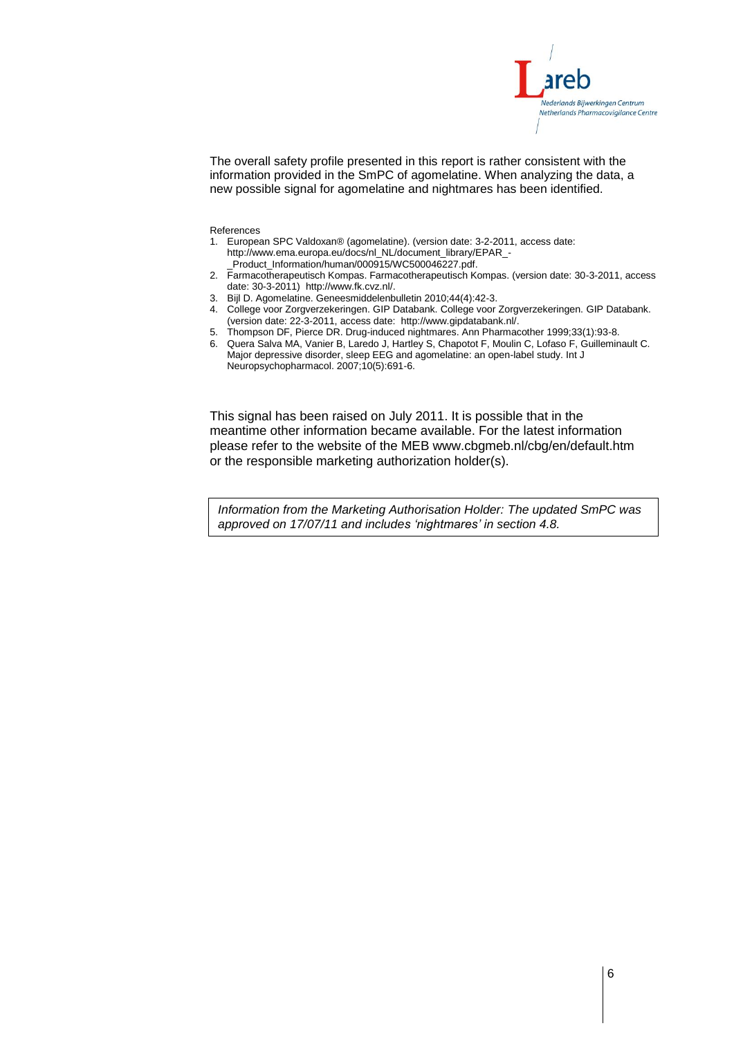The overall safety profile presented in this report is rather consistent with the information provided in the SmPC of agomelatine. When analyzing the data, a new possible signal for agomelatine and nightmares has been identified.

References

1. European SPC Valdoxan® (agomelatine). (version date: 3-2-2011, access date: http://www.ema.europa.eu/docs/nl_NL/document_library/EPAR_-_Product_Information/human/000915/WC500046227.pdf.
2. Farmacotherapeutisch Kompas. Farmacotherapeutisch Kompas. (version date: 30-3-2011, access date: 30-3-2011) http://www.fk.cvz.nl/.
3. Bijl D. Agomelatine. Geneesmiddelenbulletin 2010;44(4):42-3.
4. College voor Zorgverzekeringen. GIP Databank. College voor Zorgverzekeringen. GIP Databank. (version date: 22-3-2011, access date: http://www.gipdatabank.nl/.
5. Thompson DF, Pierce DR. Drug-induced nightmares. Ann Pharmacother 1999;33(1):93-8.
6. Quera Salva MA, Vanier B, Laredo J, Hartley S, Chapotot F, Moulin C, Lofaso F, Guilleminault C. Major depressive disorder, sleep EEG and agomelatine: an open-label study. Int J Neuropsychopharmacol. 2007;10(5):691-6.

This signal has been raised on July 2011. It is possible that in the meantime other information became available. For the latest information please refer to the website of the MEB www.cbgmeb.nl/cbg/en/default.htm or the responsible marketing authorization holder(s).

*Information from the Marketing Authorisation Holder: The updated SmPC was approved on 17/07/11 and includes 'nightmares' in section 4.8.*